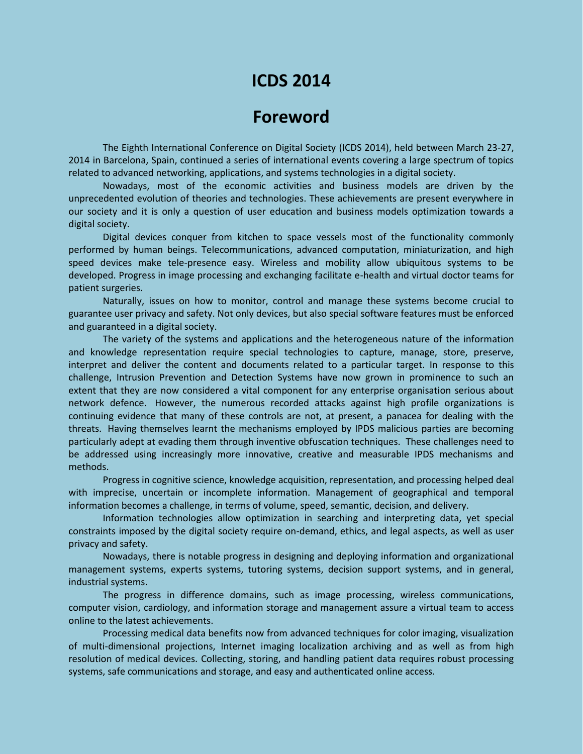# ICDS 2014

# Foreword

The Eighth International Conference on Digital Society (ICDS 2014), held between March 23-27, 2014 in Barcelona, Spain, continued a series of international events covering a large spectrum of topics related to advanced networking, applications, and systems technologies in a digital society.

Nowadays, most of the economic activities and business models are driven by the unprecedented evolution of theories and technologies. These achievements are present everywhere in our society and it is only a question of user education and business models optimization towards a digital society.

Digital devices conquer from kitchen to space vessels most of the functionality commonly performed by human beings. Telecommunications, advanced computation, miniaturization, and high speed devices make tele-presence easy. Wireless and mobility allow ubiquitous systems to be developed. Progress in image processing and exchanging facilitate e-health and virtual doctor teams for patient surgeries.

Naturally, issues on how to monitor, control and manage these systems become crucial to guarantee user privacy and safety. Not only devices, but also special software features must be enforced and guaranteed in a digital society.

The variety of the systems and applications and the heterogeneous nature of the information and knowledge representation require special technologies to capture, manage, store, preserve, interpret and deliver the content and documents related to a particular target. In response to this challenge, Intrusion Prevention and Detection Systems have now grown in prominence to such an extent that they are now considered a vital component for any enterprise organisation serious about network defence. However, the numerous recorded attacks against high profile organizations is continuing evidence that many of these controls are not, at present, a panacea for dealing with the threats. Having themselves learnt the mechanisms employed by IPDS malicious parties are becoming particularly adept at evading them through inventive obfuscation techniques. These challenges need to be addressed using increasingly more innovative, creative and measurable IPDS mechanisms and methods.

Progress in cognitive science, knowledge acquisition, representation, and processing helped deal with imprecise, uncertain or incomplete information. Management of geographical and temporal information becomes a challenge, in terms of volume, speed, semantic, decision, and delivery.

Information technologies allow optimization in searching and interpreting data, yet special constraints imposed by the digital society require on-demand, ethics, and legal aspects, as well as user privacy and safety.

Nowadays, there is notable progress in designing and deploying information and organizational management systems, experts systems, tutoring systems, decision support systems, and in general, industrial systems.

The progress in difference domains, such as image processing, wireless communications, computer vision, cardiology, and information storage and management assure a virtual team to access online to the latest achievements.

Processing medical data benefits now from advanced techniques for color imaging, visualization of multi-dimensional projections, Internet imaging localization archiving and as well as from high resolution of medical devices. Collecting, storing, and handling patient data requires robust processing systems, safe communications and storage, and easy and authenticated online access.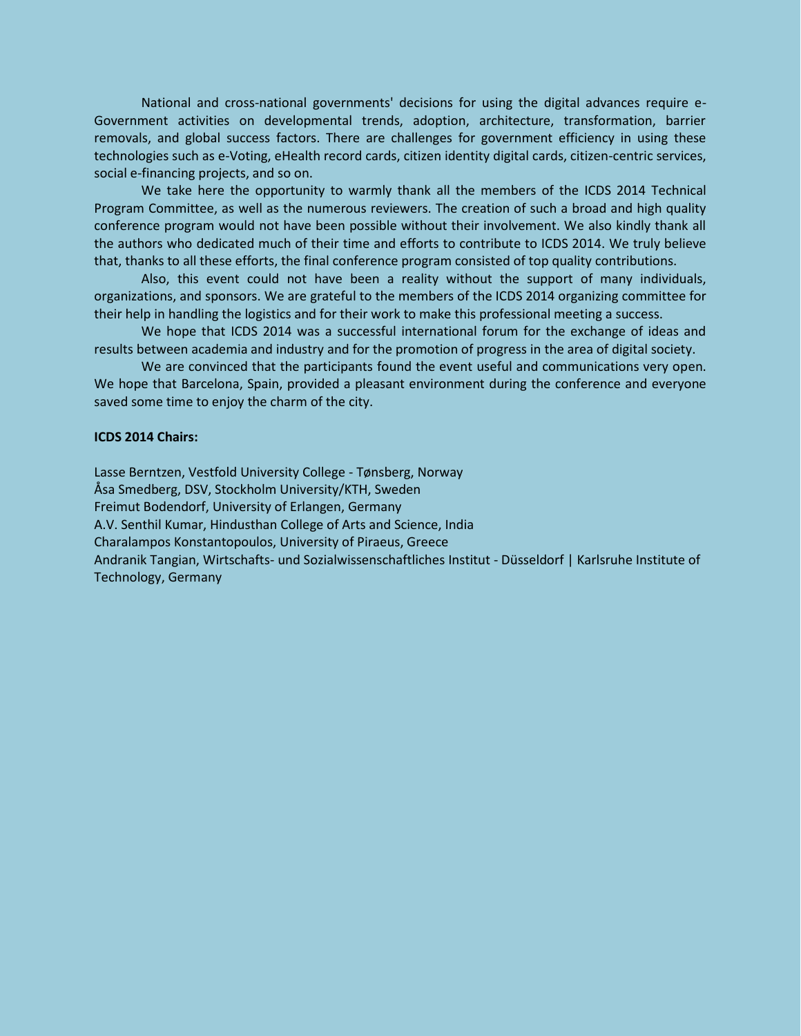National and cross-national governments' decisions for using the digital advances require e-Government activities on developmental trends, adoption, architecture, transformation, barrier removals, and global success factors. There are challenges for government efficiency in using these technologies such as e-Voting, eHealth record cards, citizen identity digital cards, citizen-centric services, social e-financing projects, and so on.

We take here the opportunity to warmly thank all the members of the ICDS 2014 Technical Program Committee, as well as the numerous reviewers. The creation of such a broad and high quality conference program would not have been possible without their involvement. We also kindly thank all the authors who dedicated much of their time and efforts to contribute to ICDS 2014. We truly believe that, thanks to all these efforts, the final conference program consisted of top quality contributions.

Also, this event could not have been a reality without the support of many individuals, organizations, and sponsors. We are grateful to the members of the ICDS 2014 organizing committee for their help in handling the logistics and for their work to make this professional meeting a success.

We hope that ICDS 2014 was a successful international forum for the exchange of ideas and results between academia and industry and for the promotion of progress in the area of digital society.

We are convinced that the participants found the event useful and communications very open. We hope that Barcelona, Spain, provided a pleasant environment during the conference and everyone saved some time to enjoy the charm of the city.

**ICDS 2014 Chairs:**

Lasse Berntzen, Vestfold University College - Tønsberg, Norway
Åsa Smedberg, DSV, Stockholm University/KTH, Sweden
Freimut Bodendorf, University of Erlangen, Germany
A.V. Senthil Kumar, Hindusthan College of Arts and Science, India
Charalampos Konstantopoulos, University of Piraeus, Greece
Andranik Tangian, Wirtschafts- und Sozialwissenschaftliches Institut - Düsseldorf | Karlsruhe Institute of Technology, Germany